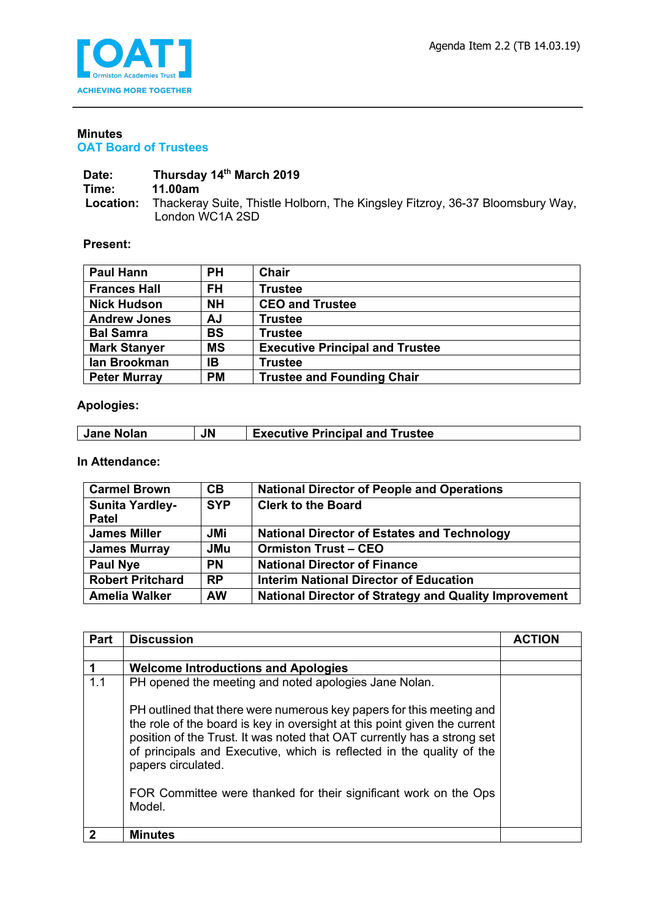Agenda Item 2.2 (TB 14.03.19)

# Minutes
## OAT Board of Trustees

**Date:** Thursday 14th March 2019
**Time:** 11.00am
**Location:** Thackeray Suite, Thistle Holborn, The Kingsley Fitzroy, 36-37 Bloomsbury Way, London WC1A 2SD

**Present:**

| Name | Initials | Role |
|---|---|---|
| Paul Hann | PH | Chair |
| Frances Hall | FH | Trustee |
| Nick Hudson | NH | CEO and Trustee |
| Andrew Jones | AJ | Trustee |
| Bal Samra | BS | Trustee |
| Mark Stanyer | MS | Executive Principal and Trustee |
| Ian Brookman | IB | Trustee |
| Peter Murray | PM | Trustee and Founding Chair |

**Apologies:**

| Name | Initials | Role |
|---|---|---|
| Jane Nolan | JN | Executive Principal and Trustee |

**In Attendance:**

| Name | Initials | Role |
|---|---|---|
| Carmel Brown | CB | National Director of People and Operations |
| Sunita Yardley-Patel | SYP | Clerk to the Board |
| James Miller | JMi | National Director of Estates and Technology |
| James Murray | JMu | Ormiston Trust – CEO |
| Paul Nye | PN | National Director of Finance |
| Robert Pritchard | RP | Interim National Director of Education |
| Amelia Walker | AW | National Director of Strategy and Quality Improvement |

| Part | Discussion | ACTION |
|---|---|---|
| | | |
| **1** | **Welcome Introductions and Apologies** | |
| 1.1 | PH opened the meeting and noted apologies Jane Nolan.<br><br>PH outlined that there were numerous key papers for this meeting and the role of the board is key in oversight at this point given the current position of the Trust. It was noted that OAT currently has a strong set of principals and Executive, which is reflected in the quality of the papers circulated.<br><br>FOR Committee were thanked for their significant work on the Ops Model. | |
| **2** | **Minutes** | |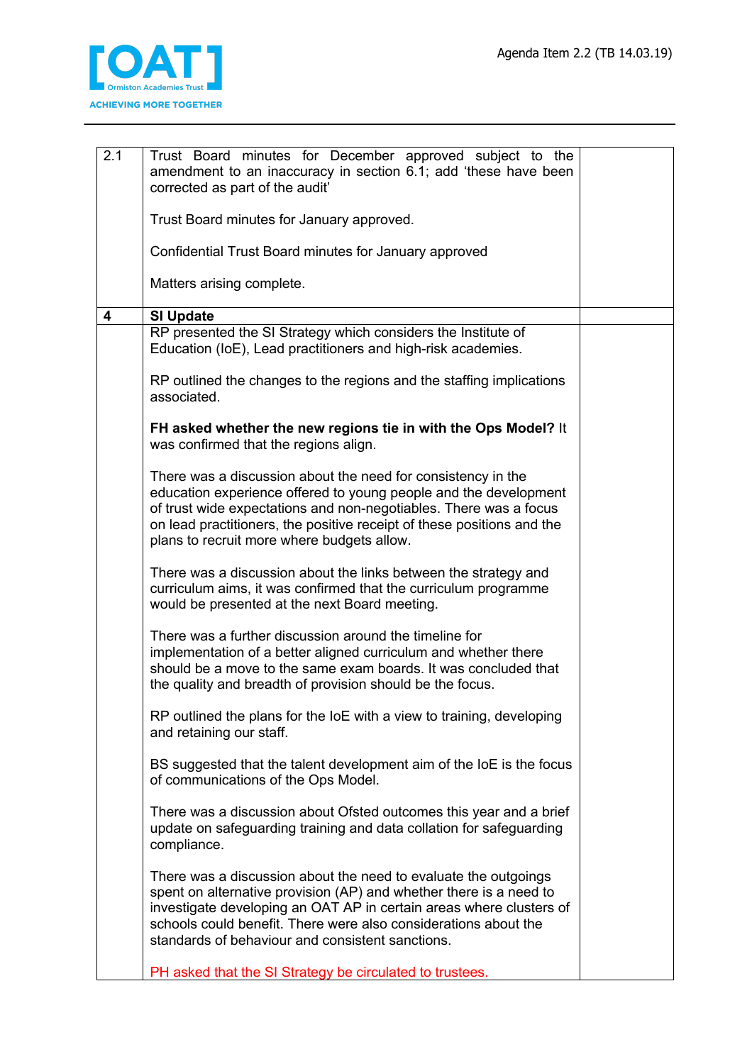| | | |
|---|---|---|
| 2.1 | Trust Board minutes for December approved subject to the amendment to an inaccuracy in section 6.1; add 'these have been corrected as part of the audit'<br><br>Trust Board minutes for January approved.<br><br>Confidential Trust Board minutes for January approved<br><br>Matters arising complete. | |
| **4** | **SI Update** | |
| | RP presented the SI Strategy which considers the Institute of Education (IoE), Lead practitioners and high-risk academies.<br><br>RP outlined the changes to the regions and the staffing implications associated.<br><br>**FH asked whether the new regions tie in with the Ops Model?** It was confirmed that the regions align.<br><br>There was a discussion about the need for consistency in the education experience offered to young people and the development of trust wide expectations and non-negotiables. There was a focus on lead practitioners, the positive receipt of these positions and the plans to recruit more where budgets allow.<br><br>There was a discussion about the links between the strategy and curriculum aims, it was confirmed that the curriculum programme would be presented at the next Board meeting.<br><br>There was a further discussion around the timeline for implementation of a better aligned curriculum and whether there should be a move to the same exam boards. It was concluded that the quality and breadth of provision should be the focus.<br><br>RP outlined the plans for the IoE with a view to training, developing and retaining our staff.<br><br>BS suggested that the talent development aim of the IoE is the focus of communications of the Ops Model.<br><br>There was a discussion about Ofsted outcomes this year and a brief update on safeguarding training and data collation for safeguarding compliance.<br><br>There was a discussion about the need to evaluate the outgoings spent on alternative provision (AP) and whether there is a need to investigate developing an OAT AP in certain areas where clusters of schools could benefit. There were also considerations about the standards of behaviour and consistent sanctions.<br><br>PH asked that the SI Strategy be circulated to trustees. | |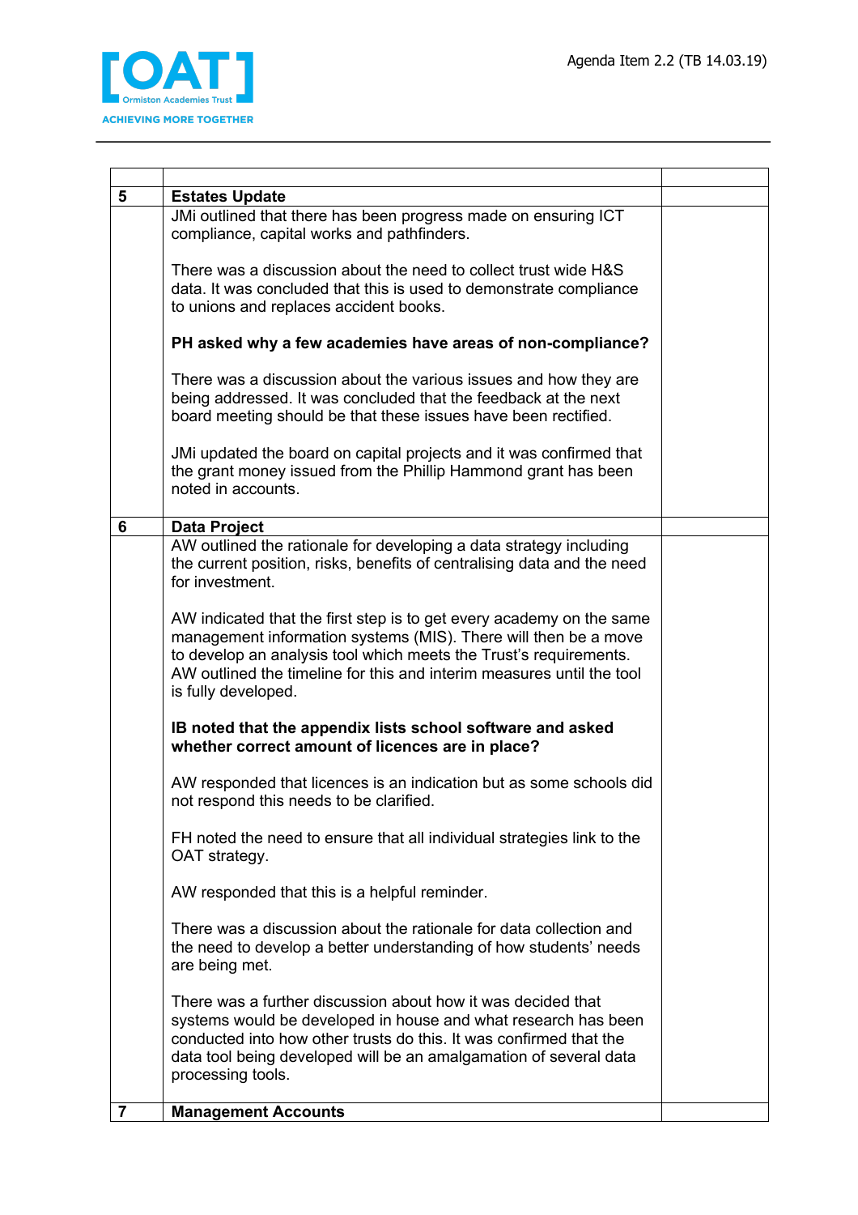| | | |
|---|---|---|
| **5** | **Estates Update** | |
| | JMi outlined that there has been progress made on ensuring ICT compliance, capital works and pathfinders.<br><br>There was a discussion about the need to collect trust wide H&S data. It was concluded that this is used to demonstrate compliance to unions and replaces accident books.<br><br>**PH asked why a few academies have areas of non-compliance?**<br><br>There was a discussion about the various issues and how they are being addressed. It was concluded that the feedback at the next board meeting should be that these issues have been rectified.<br><br>JMi updated the board on capital projects and it was confirmed that the grant money issued from the Phillip Hammond grant has been noted in accounts. | |
| **6** | **Data Project** | |
| | AW outlined the rationale for developing a data strategy including the current position, risks, benefits of centralising data and the need for investment.<br><br>AW indicated that the first step is to get every academy on the same management information systems (MIS). There will then be a move to develop an analysis tool which meets the Trust's requirements. AW outlined the timeline for this and interim measures until the tool is fully developed.<br><br>**IB noted that the appendix lists school software and asked whether correct amount of licences are in place?**<br><br>AW responded that licences is an indication but as some schools did not respond this needs to be clarified.<br><br>FH noted the need to ensure that all individual strategies link to the OAT strategy.<br><br>AW responded that this is a helpful reminder.<br><br>There was a discussion about the rationale for data collection and the need to develop a better understanding of how students' needs are being met.<br><br>There was a further discussion about how it was decided that systems would be developed in house and what research has been conducted into how other trusts do this. It was confirmed that the data tool being developed will be an amalgamation of several data processing tools. | |
| **7** | **Management Accounts** | |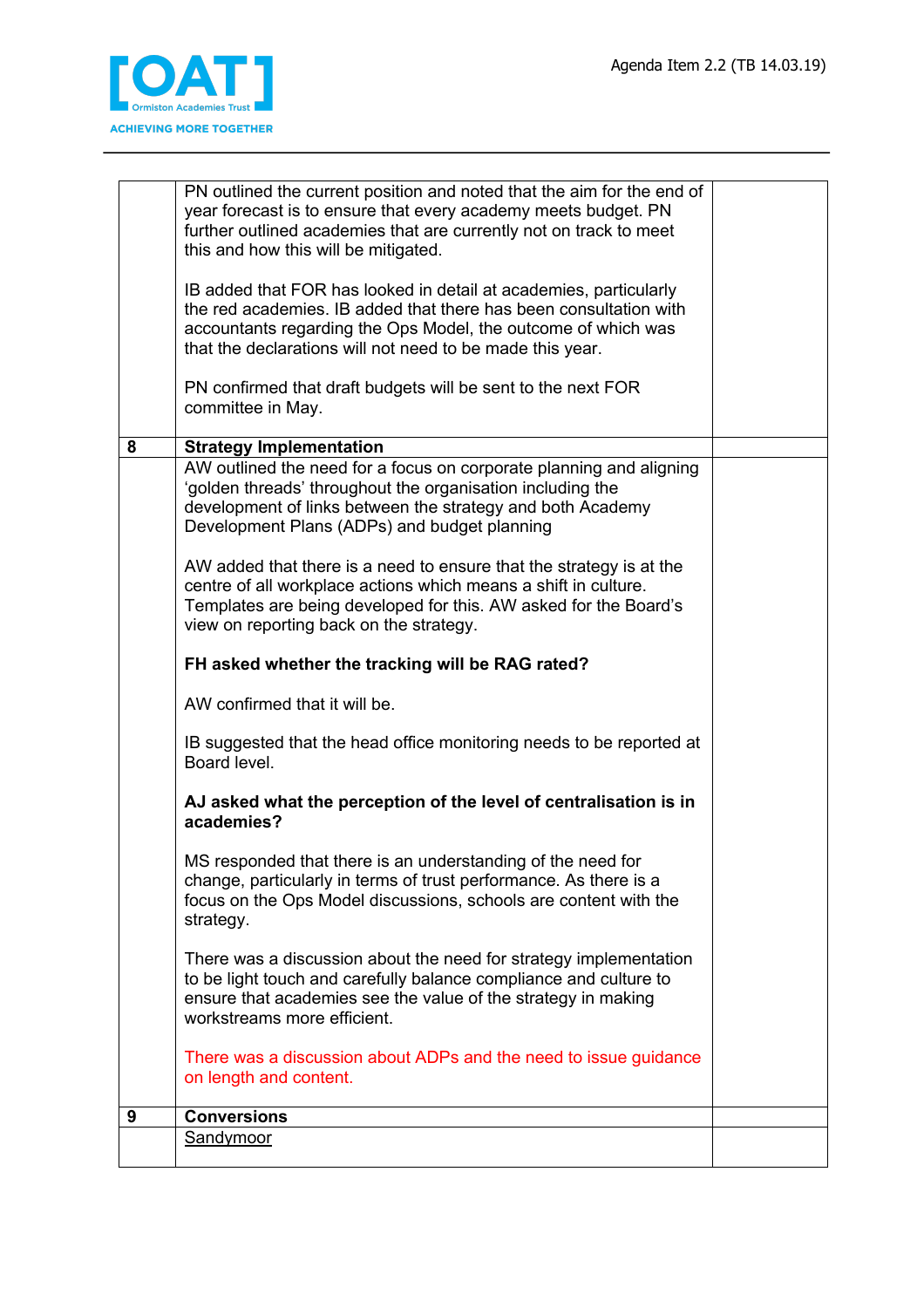| | | |
|---|---|---|
| | PN outlined the current position and noted that the aim for the end of year forecast is to ensure that every academy meets budget. PN further outlined academies that are currently not on track to meet this and how this will be mitigated.<br><br>IB added that FOR has looked in detail at academies, particularly the red academies. IB added that there has been consultation with accountants regarding the Ops Model, the outcome of which was that the declarations will not need to be made this year.<br><br>PN confirmed that draft budgets will be sent to the next FOR committee in May. | |
| **8** | **Strategy Implementation** | |
| | AW outlined the need for a focus on corporate planning and aligning 'golden threads' throughout the organisation including the development of links between the strategy and both Academy Development Plans (ADPs) and budget planning<br><br>AW added that there is a need to ensure that the strategy is at the centre of all workplace actions which means a shift in culture. Templates are being developed for this. AW asked for the Board's view on reporting back on the strategy.<br><br>**FH asked whether the tracking will be RAG rated?**<br><br>AW confirmed that it will be.<br><br>IB suggested that the head office monitoring needs to be reported at Board level.<br><br>**AJ asked what the perception of the level of centralisation is in academies?**<br><br>MS responded that there is an understanding of the need for change, particularly in terms of trust performance. As there is a focus on the Ops Model discussions, schools are content with the strategy.<br><br>There was a discussion about the need for strategy implementation to be light touch and carefully balance compliance and culture to ensure that academies see the value of the strategy in making workstreams more efficient.<br><br>There was a discussion about ADPs and the need to issue guidance on length and content. | |
| **9** | **Conversions** | |
| | Sandymoor | |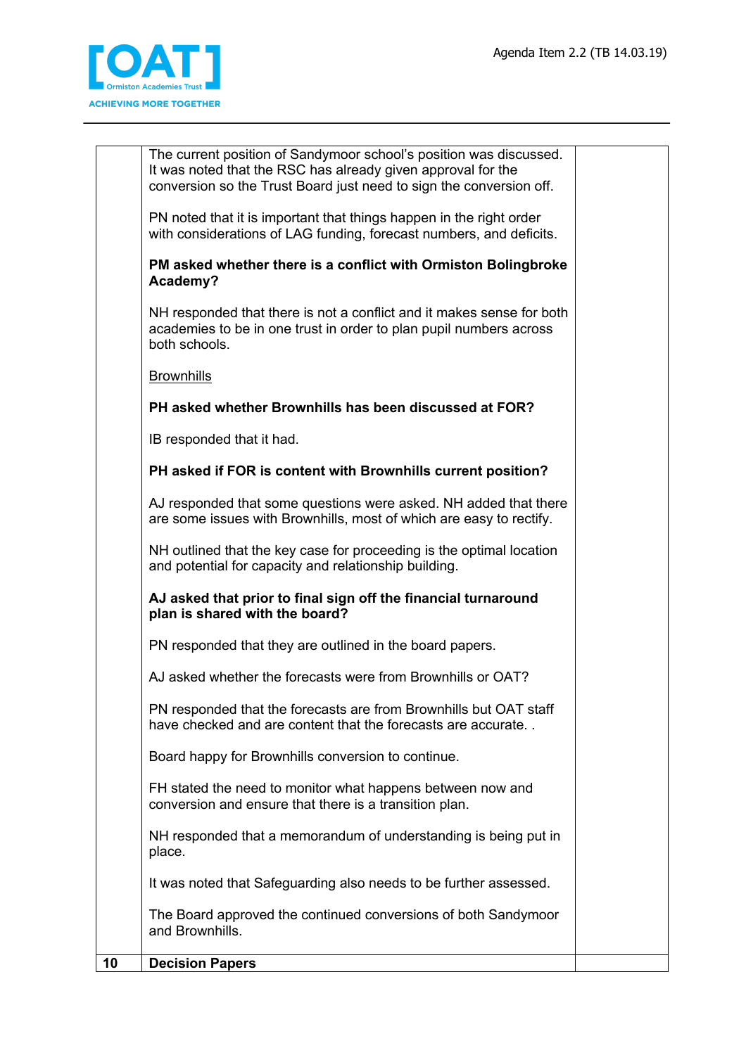| | | |
|---|---|---|
| | The current position of Sandymoor school's position was discussed. It was noted that the RSC has already given approval for the conversion so the Trust Board just need to sign the conversion off.<br><br>PN noted that it is important that things happen in the right order with considerations of LAG funding, forecast numbers, and deficits.<br><br>**PM asked whether there is a conflict with Ormiston Bolingbroke Academy?**<br><br>NH responded that there is not a conflict and it makes sense for both academies to be in one trust in order to plan pupil numbers across both schools.<br><br><u>Brownhills</u><br><br>**PH asked whether Brownhills has been discussed at FOR?**<br><br>IB responded that it had.<br><br>**PH asked if FOR is content with Brownhills current position?**<br><br>AJ responded that some questions were asked. NH added that there are some issues with Brownhills, most of which are easy to rectify.<br><br>NH outlined that the key case for proceeding is the optimal location and potential for capacity and relationship building.<br><br>**AJ asked that prior to final sign off the financial turnaround plan is shared with the board?**<br><br>PN responded that they are outlined in the board papers.<br><br>AJ asked whether the forecasts were from Brownhills or OAT?<br><br>PN responded that the forecasts are from Brownhills but OAT staff have checked and are content that the forecasts are accurate. .<br><br>Board happy for Brownhills conversion to continue.<br><br>FH stated the need to monitor what happens between now and conversion and ensure that there is a transition plan.<br><br>NH responded that a memorandum of understanding is being put in place.<br><br>It was noted that Safeguarding also needs to be further assessed.<br><br>The Board approved the continued conversions of both Sandymoor and Brownhills. | |
| **10** | **Decision Papers** | |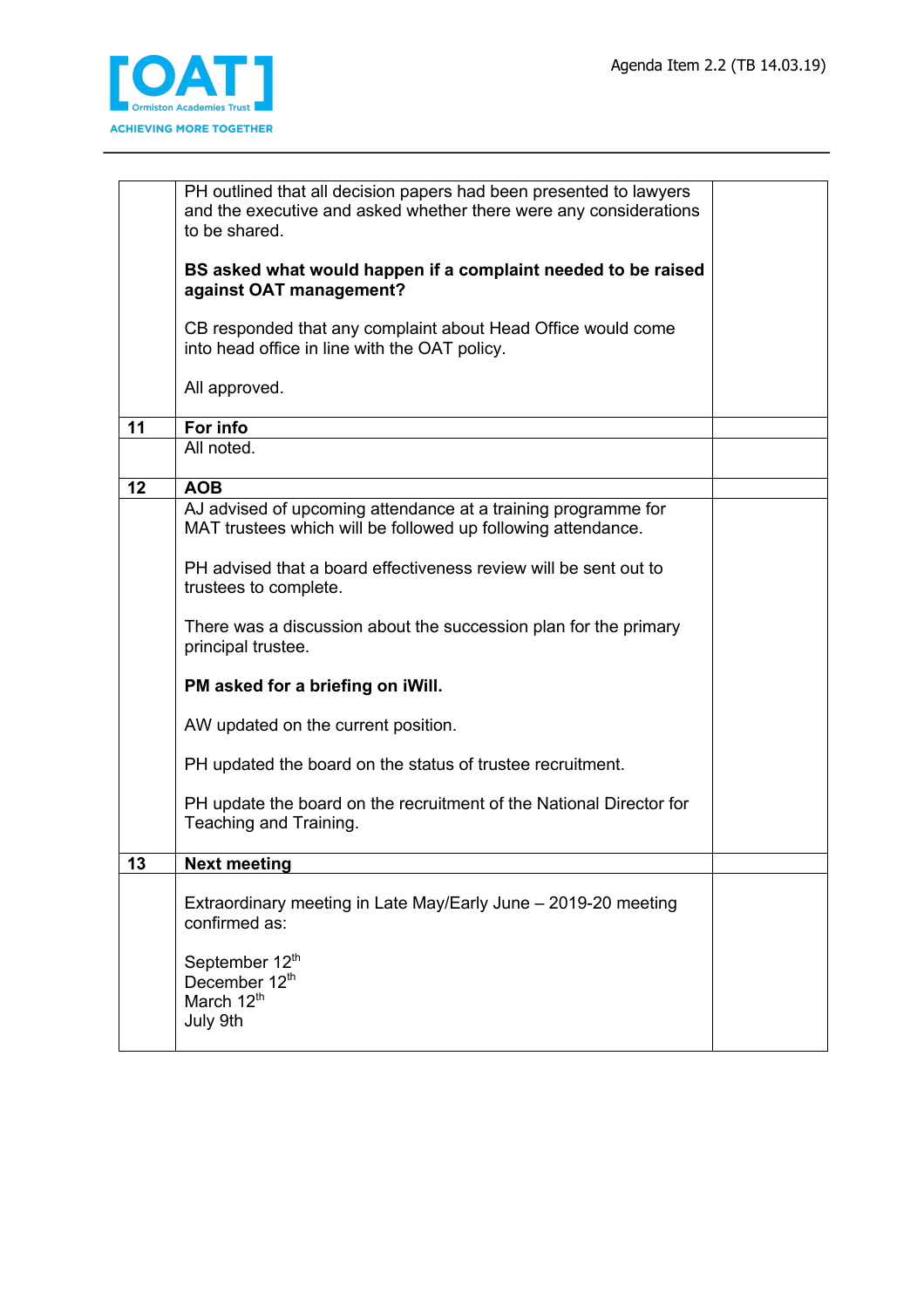| | | |
|---|---|---|
| | PH outlined that all decision papers had been presented to lawyers and the executive and asked whether there were any considerations to be shared.<br><br>**BS asked what would happen if a complaint needed to be raised against OAT management?**<br><br>CB responded that any complaint about Head Office would come into head office in line with the OAT policy.<br><br>All approved. | |
| **11** | **For info** | |
| | All noted. | |
| **12** | **AOB** | |
| | AJ advised of upcoming attendance at a training programme for MAT trustees which will be followed up following attendance.<br><br>PH advised that a board effectiveness review will be sent out to trustees to complete.<br><br>There was a discussion about the succession plan for the primary principal trustee.<br><br>**PM asked for a briefing on iWill.**<br><br>AW updated on the current position.<br><br>PH updated the board on the status of trustee recruitment.<br><br>PH update the board on the recruitment of the National Director for Teaching and Training. | |
| **13** | **Next meeting** | |
| | Extraordinary meeting in Late May/Early June – 2019-20 meeting confirmed as:<br><br>September 12th<br>December 12th<br>March 12th<br>July 9th | |